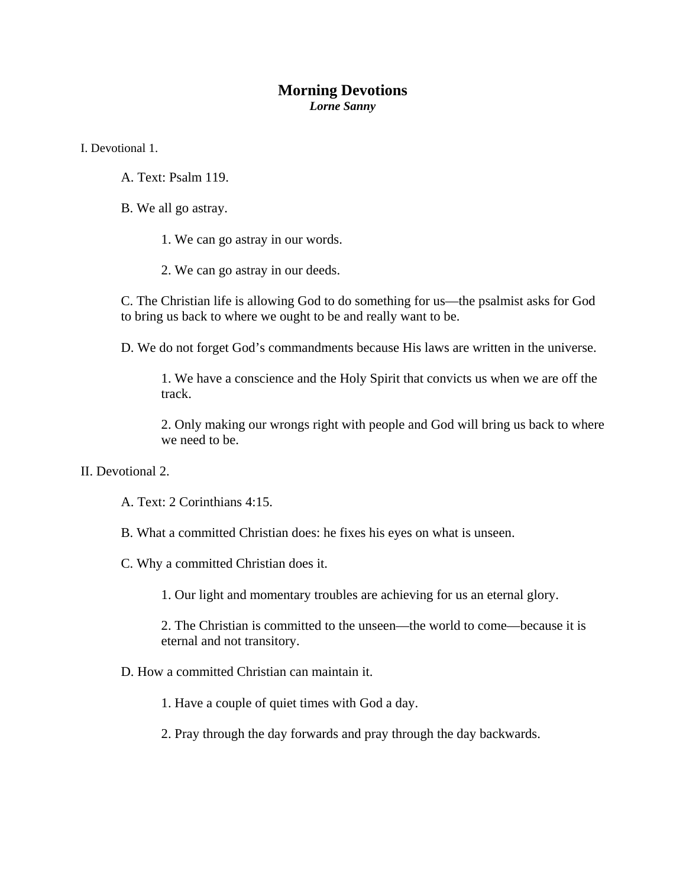# Morning Devotions

***Lorne Sanny***

I. Devotional 1.

- A. Text: Psalm 119.
- B. We all go astray.
  1. We can go astray in our words.
  2. We can go astray in our deeds.
- C. The Christian life is allowing God to do something for us—the psalmist asks for God to bring us back to where we ought to be and really want to be.
- D. We do not forget God's commandments because His laws are written in the universe.
  1. We have a conscience and the Holy Spirit that convicts us when we are off the track.
  2. Only making our wrongs right with people and God will bring us back to where we need to be.

II. Devotional 2.

- A. Text: 2 Corinthians 4:15.
- B. What a committed Christian does: he fixes his eyes on what is unseen.
- C. Why a committed Christian does it.
  1. Our light and momentary troubles are achieving for us an eternal glory.
  2. The Christian is committed to the unseen—the world to come—because it is eternal and not transitory.
- D. How a committed Christian can maintain it.
  1. Have a couple of quiet times with God a day.
  2. Pray through the day forwards and pray through the day backwards.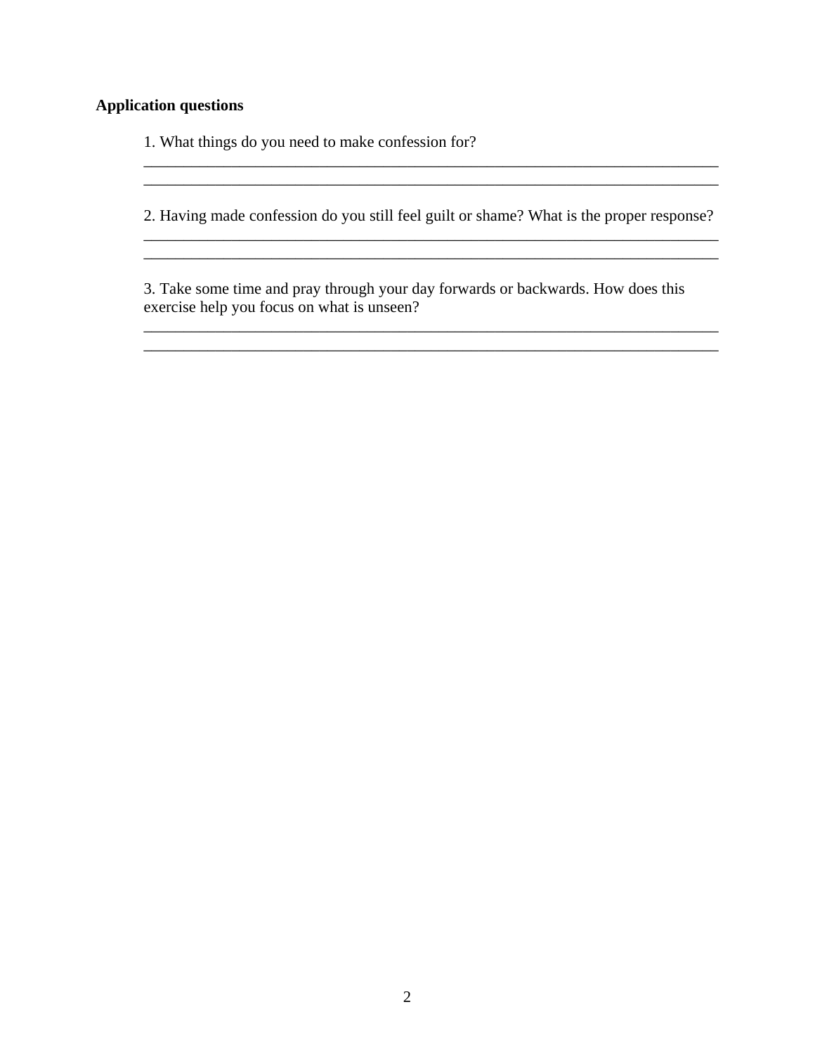**Application questions**

1. What things do you need to make confession for?

____________________________________________________________________________
____________________________________________________________________________

2. Having made confession do you still feel guilt or shame? What is the proper response?

____________________________________________________________________________
____________________________________________________________________________

3. Take some time and pray through your day forwards or backwards. How does this exercise help you focus on what is unseen?

____________________________________________________________________________
____________________________________________________________________________